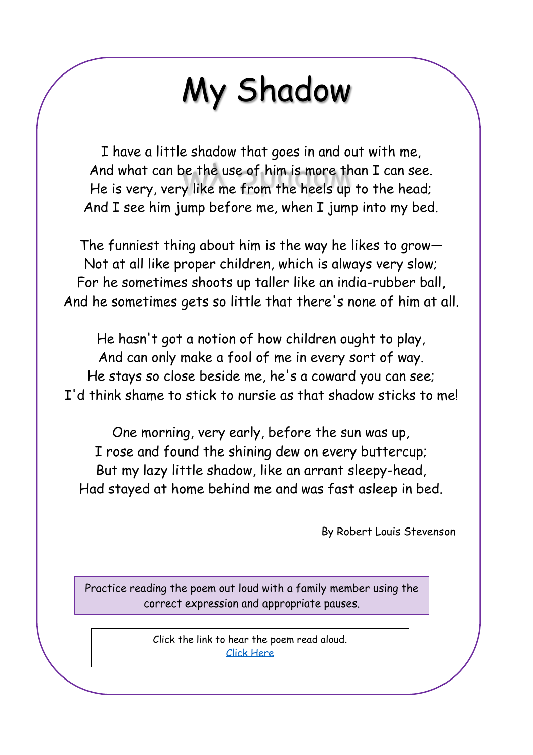# My Shadow

I have a little shadow that goes in and out with me,
And what can be the use of him is more than I can see.
He is very, very like me from the heels up to the head;
And I see him jump before me, when I jump into my bed.

The funniest thing about him is the way he likes to grow—
Not at all like proper children, which is always very slow;
For he sometimes shoots up taller like an india-rubber ball,
And he sometimes gets so little that there's none of him at all.

He hasn't got a notion of how children ought to play,
And can only make a fool of me in every sort of way.
He stays so close beside me, he's a coward you can see;
I'd think shame to stick to nursie as that shadow sticks to me!

One morning, very early, before the sun was up,
I rose and found the shining dew on every buttercup;
But my lazy little shadow, like an arrant sleepy-head,
Had stayed at home behind me and was fast asleep in bed.

By Robert Louis Stevenson

Practice reading the poem out loud with a family member using the correct expression and appropriate pauses.

Click the link to hear the poem read aloud.
Click Here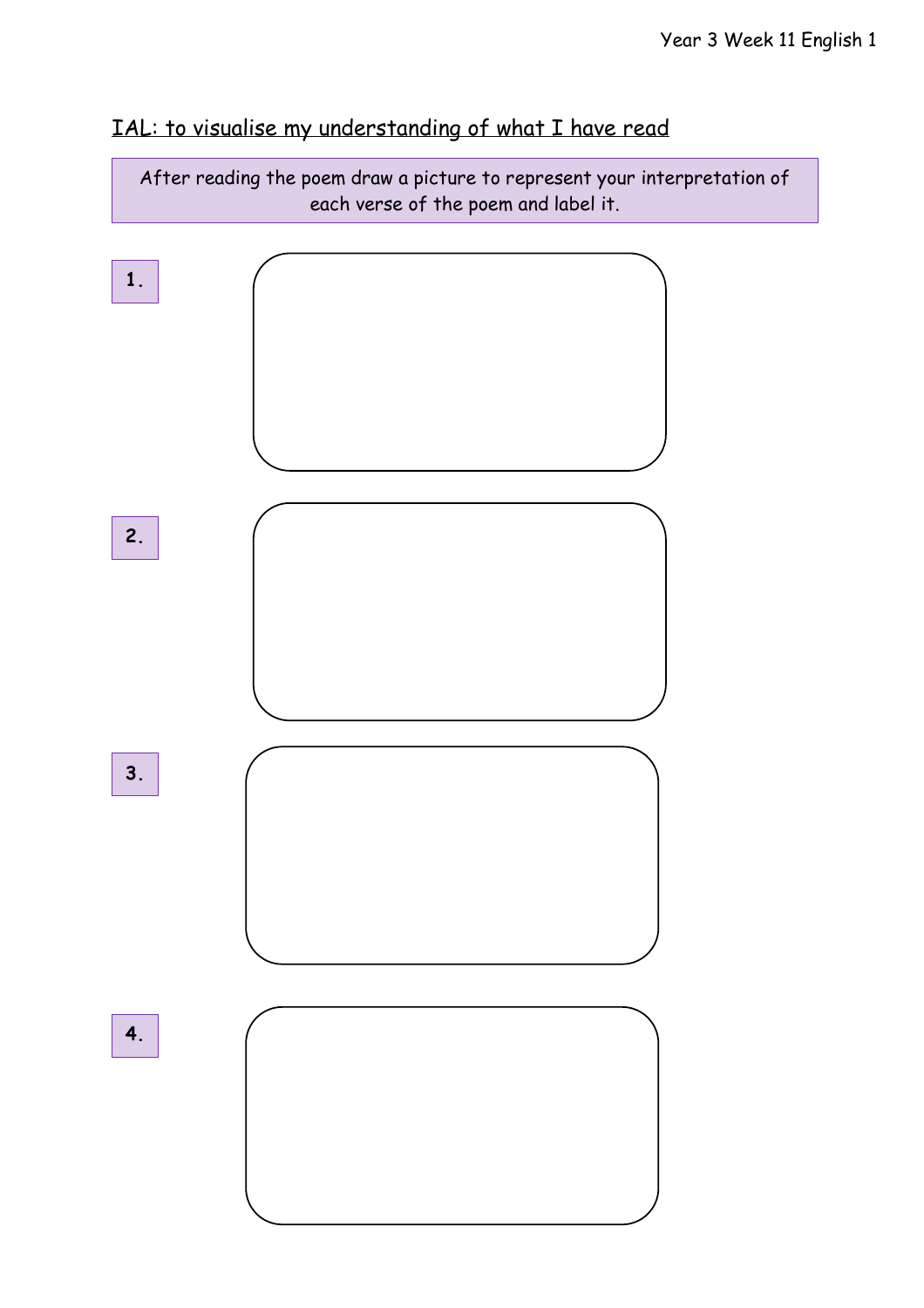IAL: to visualise my understanding of what I have read

After reading the poem draw a picture to represent your interpretation of each verse of the poem and label it.

**1.**

**2.**

**3.**

**4.**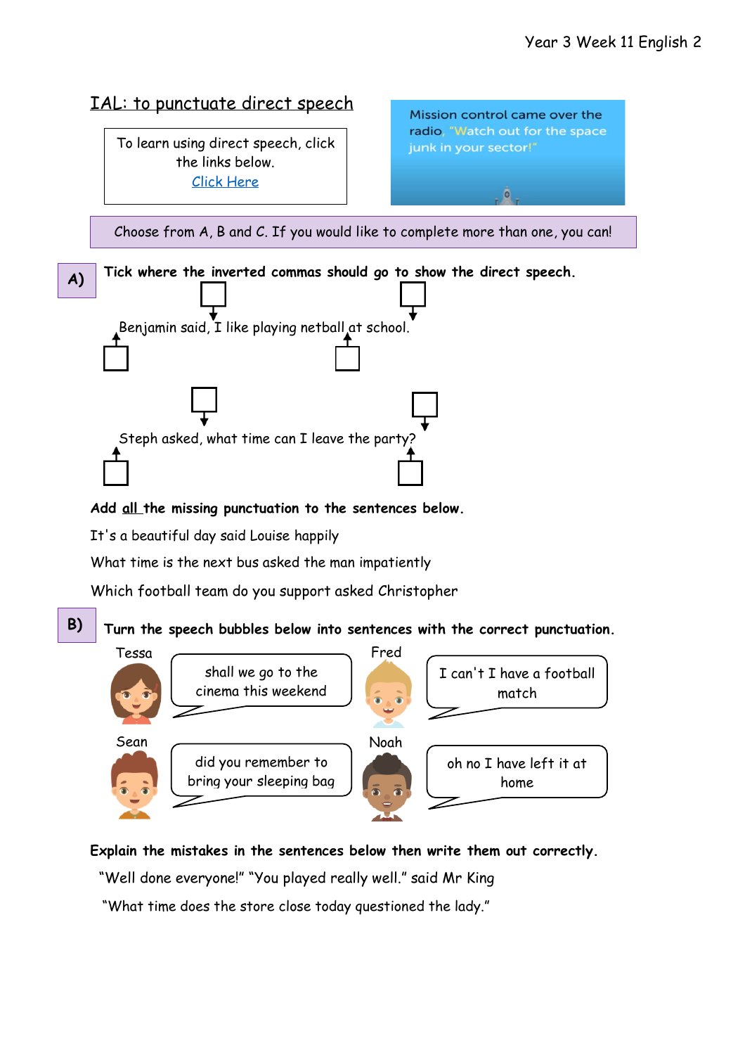## IAL: to punctuate direct speech

To learn using direct speech, click the links below.
Click Here

Mission control came over the radio, "Watch out for the space junk in your sector!"

Choose from A, B and C. If you would like to complete more than one, you can!

**A)** **Tick where the inverted commas should go to show the direct speech.**

☐ ☐
Benjamin said, I like playing netball at school.
☐ ☐

☐ ☐
Steph asked, what time can I leave the party?
☐ ☐

**Add all the missing punctuation to the sentences below.**

It's a beautiful day said Louise happily

What time is the next bus asked the man impatiently

Which football team do you support asked Christopher

**B)** **Turn the speech bubbles below into sentences with the correct punctuation.**

Tessa: shall we go to the cinema this weekend

Fred: I can't I have a football match

Sean: did you remember to bring your sleeping bag

Noah: oh no I have left it at home

**Explain the mistakes in the sentences below then write them out correctly.**

"Well done everyone!" "You played really well." said Mr King

"What time does the store close today questioned the lady."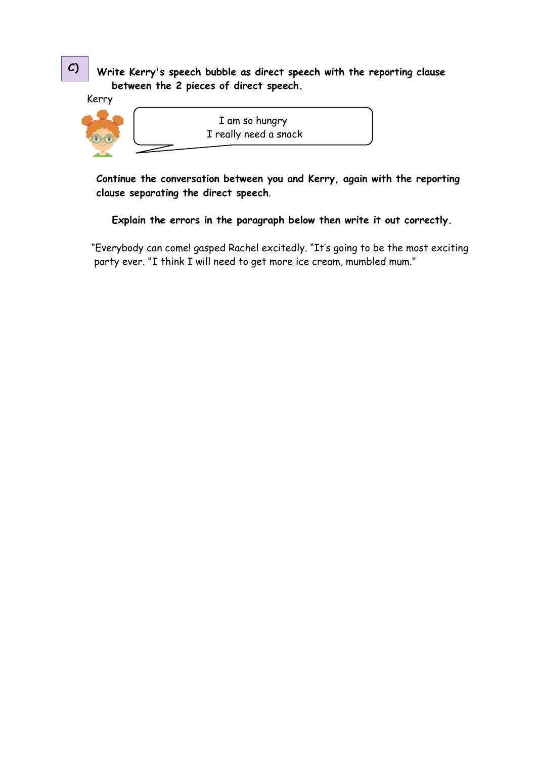**C)** **Write Kerry's speech bubble as direct speech with the reporting clause between the 2 pieces of direct speech.**

Kerry

I am so hungry
I really need a snack

**Continue the conversation between you and Kerry, again with the reporting clause separating the direct speech.**

**Explain the errors in the paragraph below then write it out correctly.**

“Everybody can come! gasped Rachel excitedly. “It’s going to be the most exciting party ever. "I think I will need to get more ice cream, mumbled mum."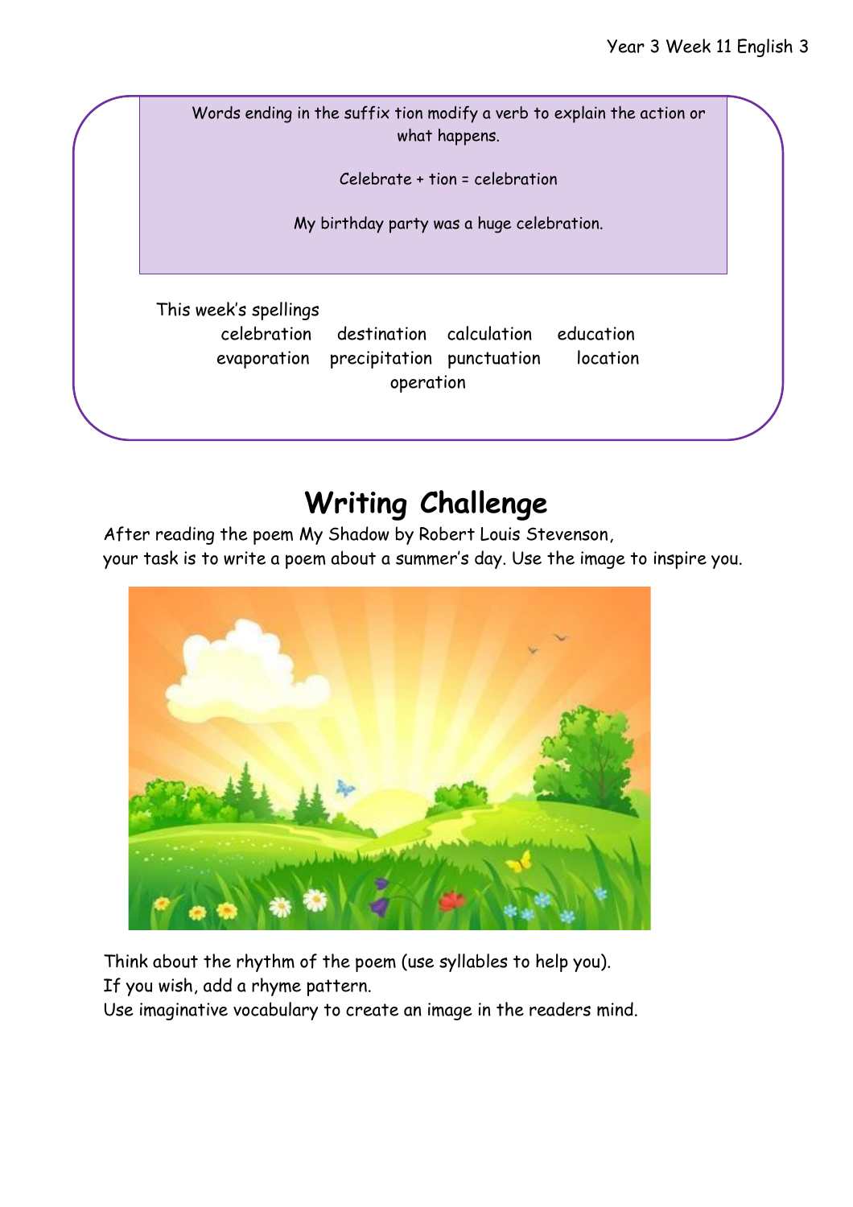Words ending in the suffix tion modify a verb to explain the action or what happens.

Celebrate + tion = celebration

My birthday party was a huge celebration.

This week's spellings

celebration destination calculation education
evaporation precipitation punctuation location
operation

# Writing Challenge

After reading the poem My Shadow by Robert Louis Stevenson,
your task is to write a poem about a summer's day. Use the image to inspire you.

Think about the rhythm of the poem (use syllables to help you).
If you wish, add a rhyme pattern.
Use imaginative vocabulary to create an image in the readers mind.